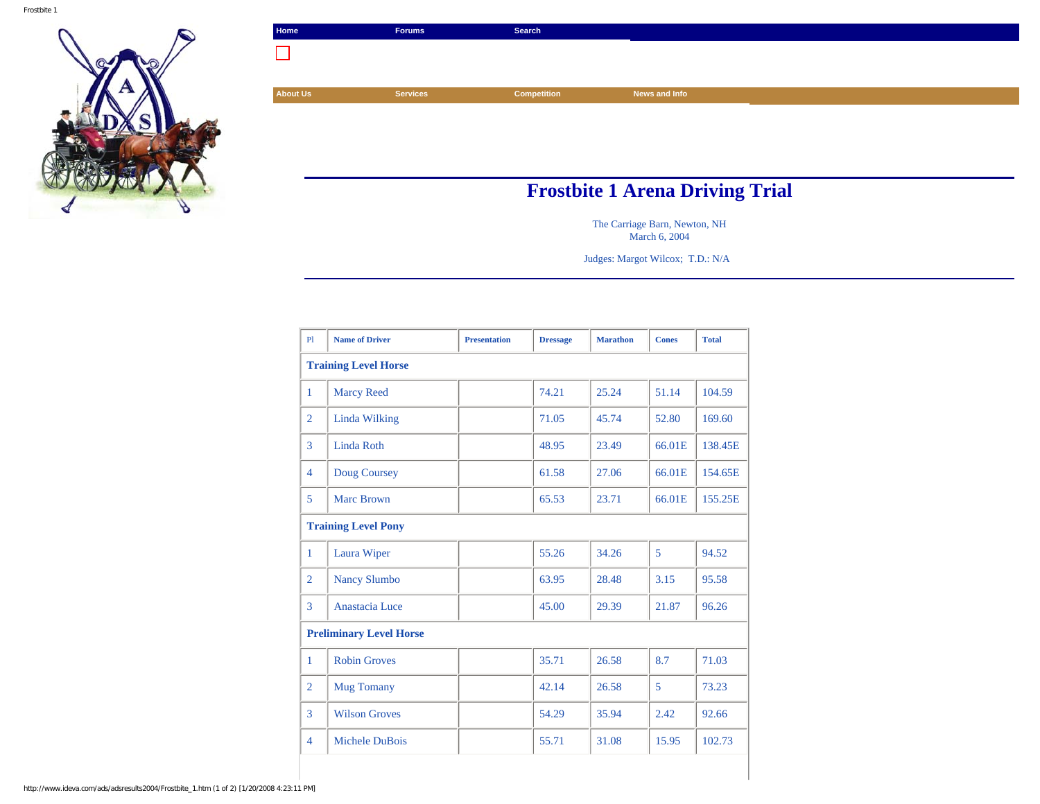Home | Forums | Search

About Us | Services | Competition | News and Info

# Frostbite 1 Arena Driving Trial

The Carriage Barn, Newton, NH
March 6, 2004

Judges: Margot Wilcox; T.D.: N/A

| Pl | Name of Driver | Presentation | Dressage | Marathon | Cones | Total |
|---|---|---|---|---|---|---|
| **Training Level Horse** | | | | | | |
| 1 | Marcy Reed | | 74.21 | 25.24 | 51.14 | 104.59 |
| 2 | Linda Wilking | | 71.05 | 45.74 | 52.80 | 169.60 |
| 3 | Linda Roth | | 48.95 | 23.49 | 66.01E | 138.45E |
| 4 | Doug Coursey | | 61.58 | 27.06 | 66.01E | 154.65E |
| 5 | Marc Brown | | 65.53 | 23.71 | 66.01E | 155.25E |
| **Training Level Pony** | | | | | | |
| 1 | Laura Wiper | | 55.26 | 34.26 | 5 | 94.52 |
| 2 | Nancy Slumbo | | 63.95 | 28.48 | 3.15 | 95.58 |
| 3 | Anastacia Luce | | 45.00 | 29.39 | 21.87 | 96.26 |
| **Preliminary Level Horse** | | | | | | |
| 1 | Robin Groves | | 35.71 | 26.58 | 8.7 | 71.03 |
| 2 | Mug Tomany | | 42.14 | 26.58 | 5 | 73.23 |
| 3 | Wilson Groves | | 54.29 | 35.94 | 2.42 | 92.66 |
| 4 | Michele DuBois | | 55.71 | 31.08 | 15.95 | 102.73 |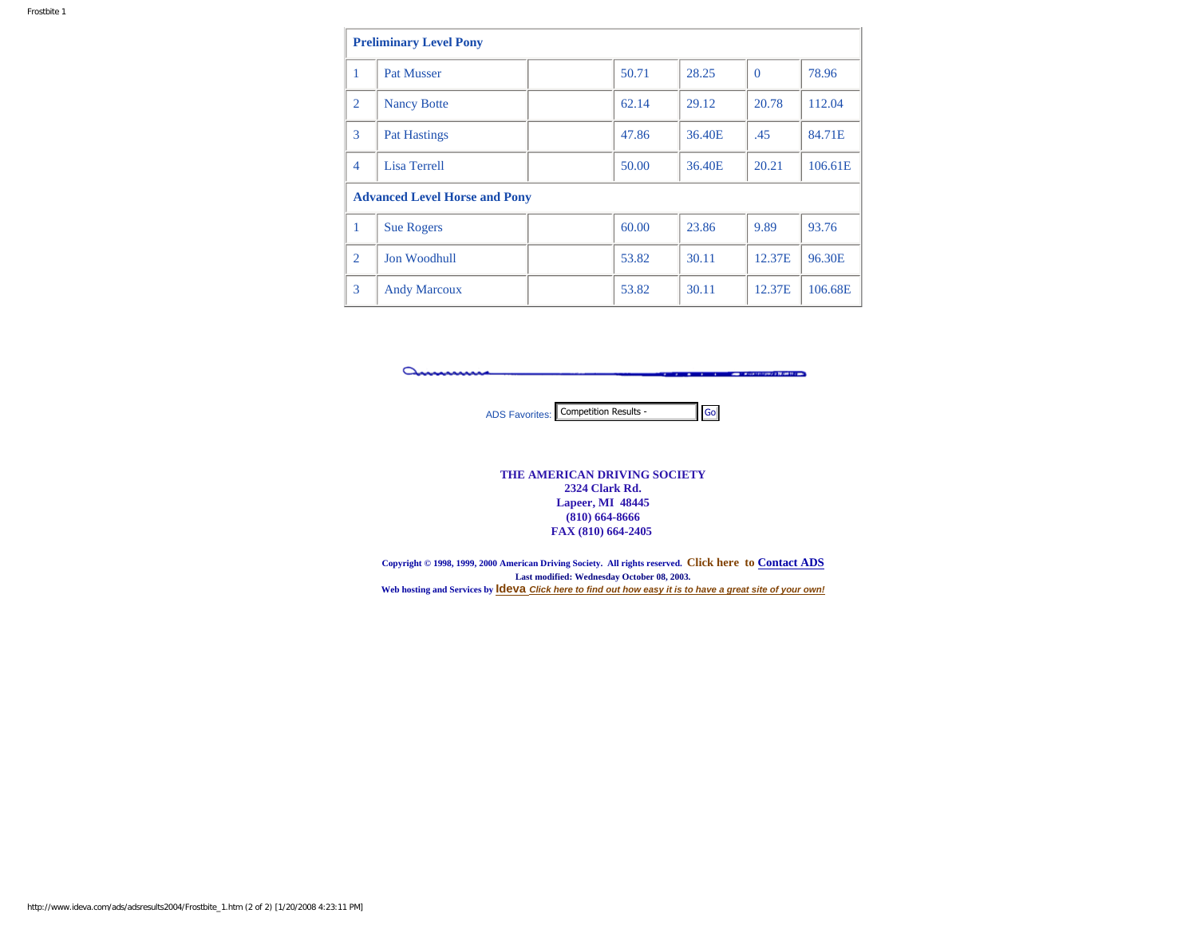| | | | | | | |
|---|---|---|---|---|---|---|
| **Preliminary Level Pony** | | | | | | |
| 1 | Pat Musser | | 50.71 | 28.25 | 0 | 78.96 |
| 2 | Nancy Botte | | 62.14 | 29.12 | 20.78 | 112.04 |
| 3 | Pat Hastings | | 47.86 | 36.40E | .45 | 84.71E |
| 4 | Lisa Terrell | | 50.00 | 36.40E | 20.21 | 106.61E |
| **Advanced Level Horse and Pony** | | | | | | |
| 1 | Sue Rogers | | 60.00 | 23.86 | 9.89 | 93.76 |
| 2 | Jon Woodhull | | 53.82 | 30.11 | 12.37E | 96.30E |
| 3 | Andy Marcoux | | 53.82 | 30.11 | 12.37E | 106.68E |

ADS Favorites: Competition Results - Go

**THE AMERICAN DRIVING SOCIETY**
**2324 Clark Rd.**
**Lapeer, MI 48445**
**(810) 664-8666**
**FAX (810) 664-2405**

**Copyright © 1998, 1999, 2000 American Driving Society. All rights reserved.** **Click here to Contact ADS**
**Last modified: Wednesday October 08, 2003.**
**Web hosting and Services by Ideva** ***Click here to find out how easy it is to have a great site of your own!***